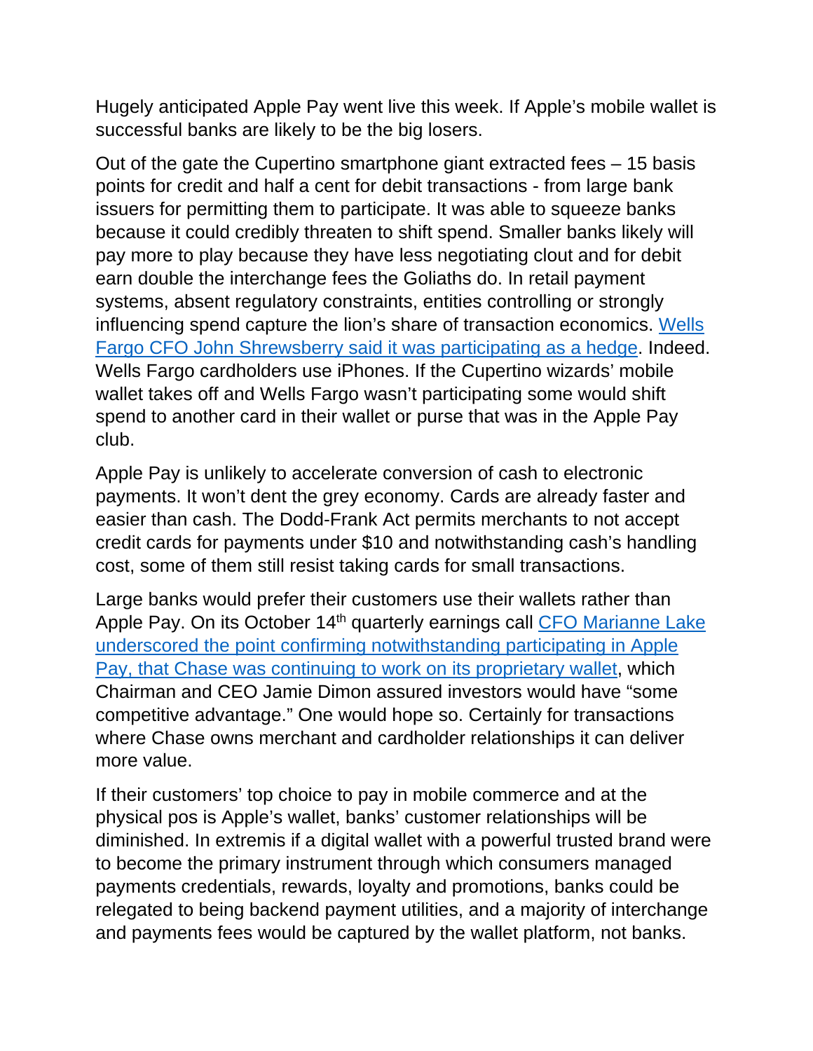Hugely anticipated Apple Pay went live this week. If Apple's mobile wallet is successful banks are likely to be the big losers.

Out of the gate the Cupertino smartphone giant extracted fees – 15 basis points for credit and half a cent for debit transactions - from large bank issuers for permitting them to participate. It was able to squeeze banks because it could credibly threaten to shift spend. Smaller banks likely will pay more to play because they have less negotiating clout and for debit earn double the interchange fees the Goliaths do. In retail payment systems, absent regulatory constraints, entities controlling or strongly influencing spend capture the lion's share of transaction economics. Wells Fargo CFO John Shrewsberry said it was participating as a hedge. Indeed. Wells Fargo cardholders use iPhones. If the Cupertino wizards' mobile wallet takes off and Wells Fargo wasn't participating some would shift spend to another card in their wallet or purse that was in the Apple Pay club.

Apple Pay is unlikely to accelerate conversion of cash to electronic payments. It won't dent the grey economy. Cards are already faster and easier than cash. The Dodd-Frank Act permits merchants to not accept credit cards for payments under $10 and notwithstanding cash's handling cost, some of them still resist taking cards for small transactions.

Large banks would prefer their customers use their wallets rather than Apple Pay. On its October 14th quarterly earnings call CFO Marianne Lake underscored the point confirming notwithstanding participating in Apple Pay, that Chase was continuing to work on its proprietary wallet, which Chairman and CEO Jamie Dimon assured investors would have "some competitive advantage." One would hope so. Certainly for transactions where Chase owns merchant and cardholder relationships it can deliver more value.

If their customers' top choice to pay in mobile commerce and at the physical pos is Apple's wallet, banks' customer relationships will be diminished. In extremis if a digital wallet with a powerful trusted brand were to become the primary instrument through which consumers managed payments credentials, rewards, loyalty and promotions, banks could be relegated to being backend payment utilities, and a majority of interchange and payments fees would be captured by the wallet platform, not banks.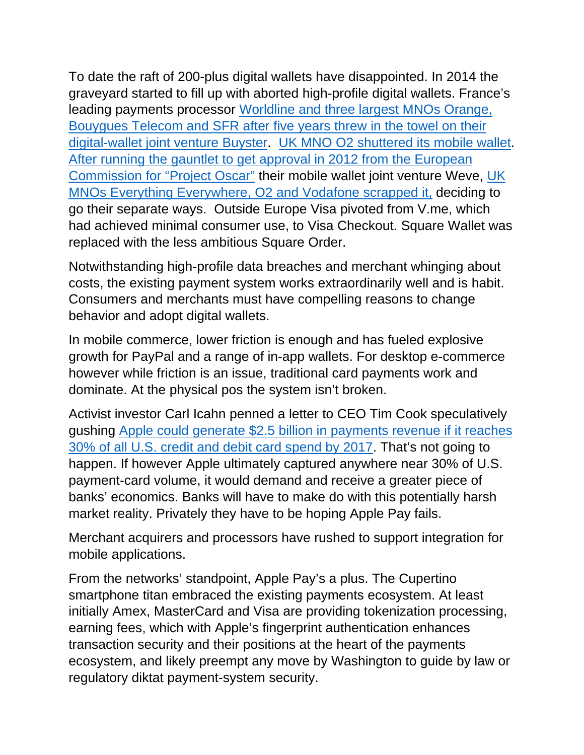To date the raft of 200-plus digital wallets have disappointed. In 2014 the graveyard started to fill up with aborted high-profile digital wallets. France's leading payments processor Worldline and three largest MNOs Orange, Bouygues Telecom and SFR after five years threw in the towel on their digital-wallet joint venture Buyster. UK MNO O2 shuttered its mobile wallet. After running the gauntlet to get approval in 2012 from the European Commission for "Project Oscar" their mobile wallet joint venture Weve, UK MNOs Everything Everywhere, O2 and Vodafone scrapped it, deciding to go their separate ways. Outside Europe Visa pivoted from V.me, which had achieved minimal consumer use, to Visa Checkout. Square Wallet was replaced with the less ambitious Square Order.

Notwithstanding high-profile data breaches and merchant whinging about costs, the existing payment system works extraordinarily well and is habit. Consumers and merchants must have compelling reasons to change behavior and adopt digital wallets.

In mobile commerce, lower friction is enough and has fueled explosive growth for PayPal and a range of in-app wallets. For desktop e-commerce however while friction is an issue, traditional card payments work and dominate. At the physical pos the system isn't broken.

Activist investor Carl Icahn penned a letter to CEO Tim Cook speculatively gushing Apple could generate $2.5 billion in payments revenue if it reaches 30% of all U.S. credit and debit card spend by 2017. That's not going to happen. If however Apple ultimately captured anywhere near 30% of U.S. payment-card volume, it would demand and receive a greater piece of banks' economics. Banks will have to make do with this potentially harsh market reality. Privately they have to be hoping Apple Pay fails.

Merchant acquirers and processors have rushed to support integration for mobile applications.

From the networks' standpoint, Apple Pay's a plus. The Cupertino smartphone titan embraced the existing payments ecosystem. At least initially Amex, MasterCard and Visa are providing tokenization processing, earning fees, which with Apple's fingerprint authentication enhances transaction security and their positions at the heart of the payments ecosystem, and likely preempt any move by Washington to guide by law or regulatory diktat payment-system security.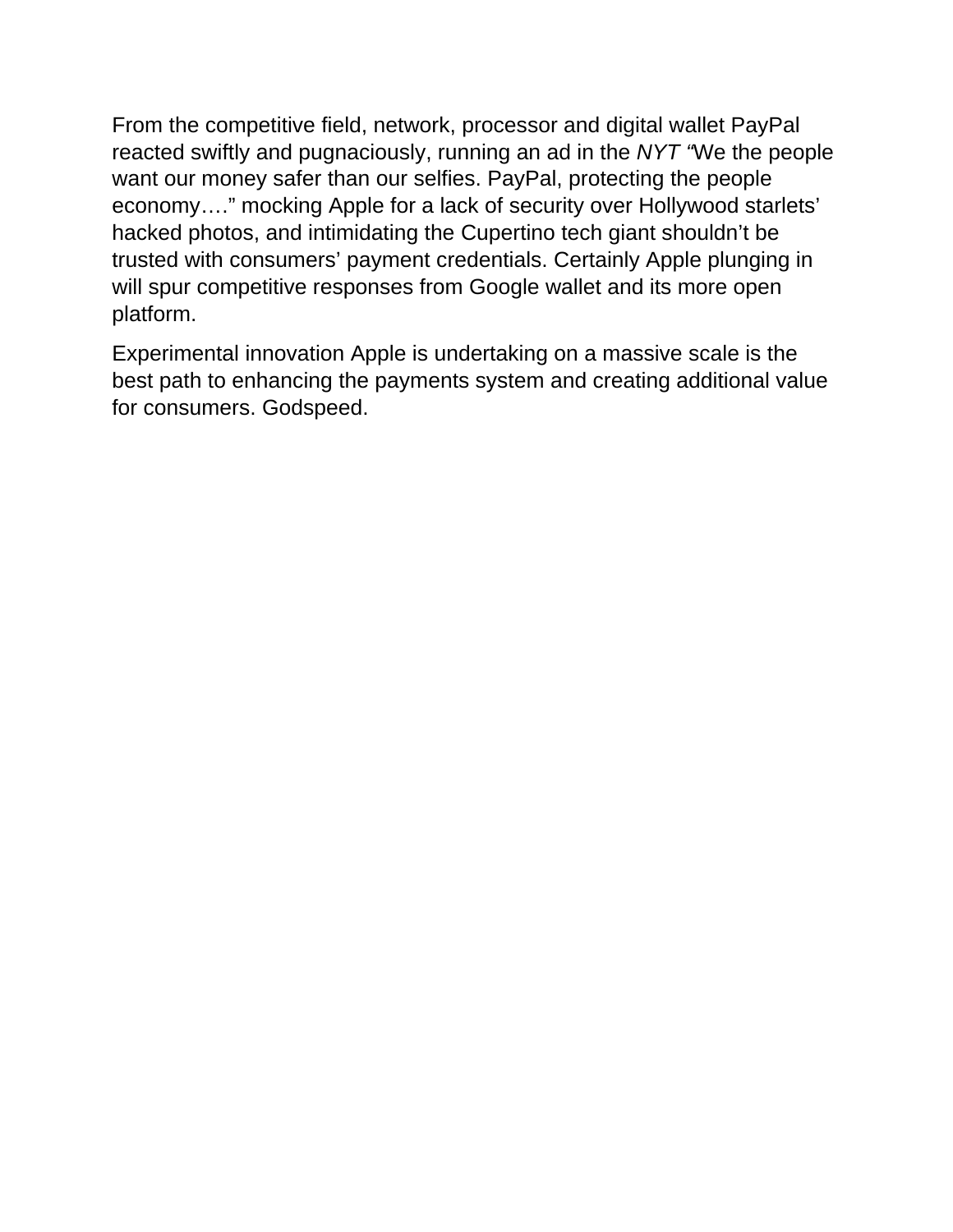From the competitive field, network, processor and digital wallet PayPal reacted swiftly and pugnaciously, running an ad in the *NYT* "We the people want our money safer than our selfies. PayPal, protecting the people economy…." mocking Apple for a lack of security over Hollywood starlets' hacked photos, and intimidating the Cupertino tech giant shouldn't be trusted with consumers' payment credentials. Certainly Apple plunging in will spur competitive responses from Google wallet and its more open platform.

Experimental innovation Apple is undertaking on a massive scale is the best path to enhancing the payments system and creating additional value for consumers. Godspeed.